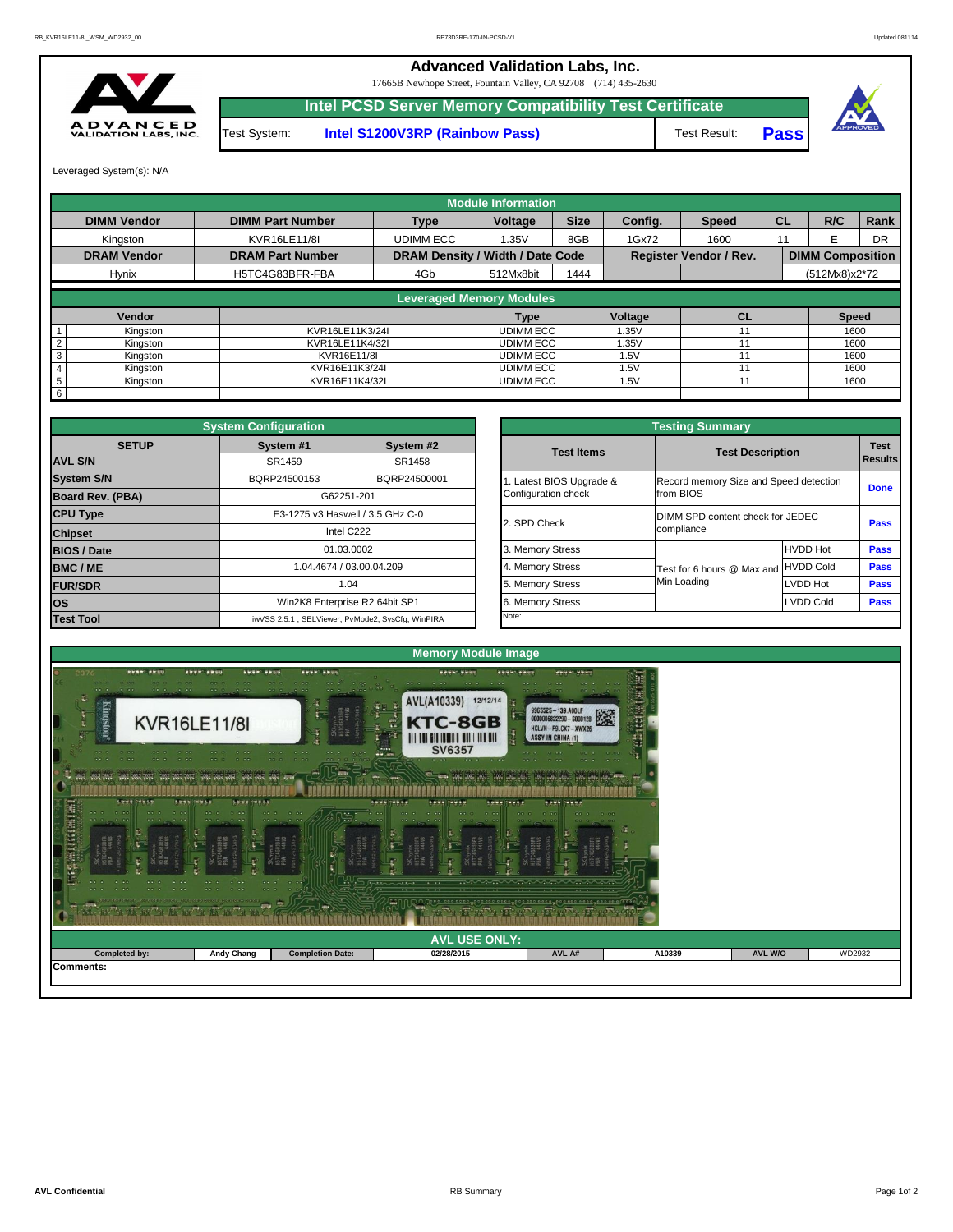# Advanced Validation Labs, Inc.

17665B Newhope Street, Fountain Valley, CA 92708 (714) 435-2630

## Intel PCSD Server Memory Compatibility Test Certificate

| Test System: | Intel S1200V3RP (Rainbow Pass) | Test Result: | Pass |
|---|---|---|---|

Leveraged System(s): N/A

## Module Information

| DIMM Vendor | DIMM Part Number | Type | Voltage | Size | Config. | Speed | CL | R/C | Rank |
|---|---|---|---|---|---|---|---|---|---|
| Kingston | KVR16LE11/8I | UDIMM ECC | 1.35V | 8GB | 1Gx72 | 1600 | 11 | E | DR |
| **DRAM Vendor** | **DRAM Part Number** | **DRAM Density / Width / Date Code** | | | **Register Vendor / Rev.** | | **DIMM Composition** | | |
| Hynix | H5TC4G83BFR-FBA | 4Gb | 512Mx8bit | 1444 | | | (512Mx8)x2*72 | | |

## Leveraged Memory Modules

| | Vendor | | Type | Voltage | CL | Speed |
|---|---|---|---|---|---|---|
| 1 | Kingston | KVR16LE11K3/24I | UDIMM ECC | 1.35V | 11 | 1600 |
| 2 | Kingston | KVR16LE11K4/32I | UDIMM ECC | 1.35V | 11 | 1600 |
| 3 | Kingston | KVR16E11/8I | UDIMM ECC | 1.5V | 11 | 1600 |
| 4 | Kingston | KVR16E11K3/24I | UDIMM ECC | 1.5V | 11 | 1600 |
| 5 | Kingston | KVR16E11K4/32I | UDIMM ECC | 1.5V | 11 | 1600 |
| 6 | | | | | | |

## System Configuration

| SETUP | System #1 | System #2 |
|---|---|---|
| AVL S/N | SR1459 | SR1458 |
| System S/N | BQRP24500153 | BQRP24500001 |
| Board Rev. (PBA) | G62251-201 | |
| CPU Type | E3-1275 v3 Haswell / 3.5 GHz C-0 | |
| Chipset | Intel C222 | |
| BIOS / Date | 01.03.0002 | |
| BMC / ME | 1.04.4674 / 03.00.04.209 | |
| FUR/SDR | 1.04 | |
| OS | Win2K8 Enterprise R2 64bit SP1 | |
| Test Tool | iwVSS 2.5.1 , SELViewer, PvMode2, SysCfg, WinPIRA | |

## Testing Summary

| Test Items | Test Description | | Test Results |
|---|---|---|---|
| 1. Latest BIOS Upgrade & Configuration check | Record memory Size and Speed detection from BIOS | | Done |
| 2. SPD Check | DIMM SPD content check for JEDEC compliance | | Pass |
| 3. Memory Stress | Test for 6 hours @ Max and Min Loading | HVDD Hot | Pass |
| 4. Memory Stress | | HVDD Cold | Pass |
| 5. Memory Stress | | LVDD Hot | Pass |
| 6. Memory Stress | | LVDD Cold | Pass |

Note:

## Memory Module Image

## AVL USE ONLY:

| Completed by: | Andy Chang | Completion Date: | 02/28/2015 | AVL A# | A10339 | AVL W/O | WD2932 |
|---|---|---|---|---|---|---|---|

Comments: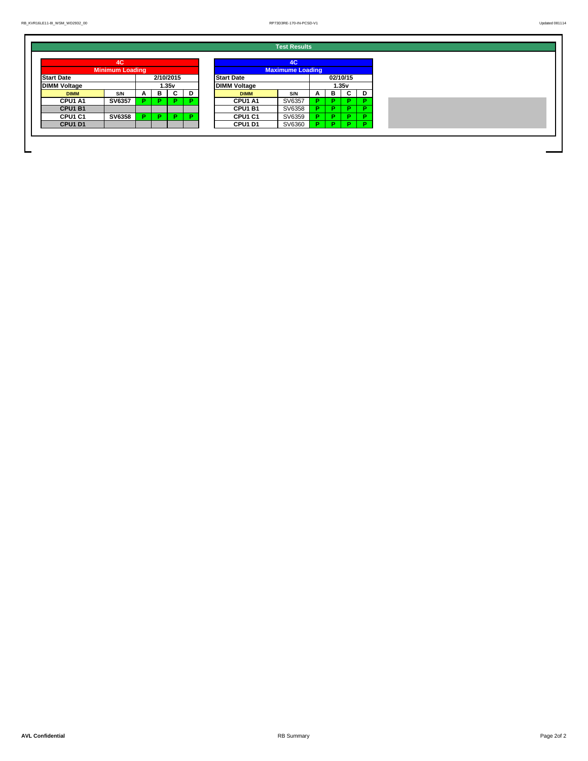## Test Results

| 4C | | | | | |
|---|---|---|---|---|---|
| **Minimum Loading** | | | | | |
| **Start Date** | | 2/10/2015 | | | |
| **DIMM Voltage** | | 1.35v | | | |
| **DIMM** | **S/N** | **A** | **B** | **C** | **D** |
| **CPU1 A1** | **SV6357** | P | P | P | P |
| **CPU1 B1** | | | | | |
| **CPU1 C1** | **SV6358** | P | P | P | P |
| **CPU1 D1** | | | | | |

| 4C | | | | | |
|---|---|---|---|---|---|
| **Maximume Loading** | | | | | |
| **Start Date** | | 02/10/15 | | | |
| **DIMM Voltage** | | 1.35v | | | |
| **DIMM** | **S/N** | **A** | **B** | **C** | **D** |
| **CPU1 A1** | SV6357 | P | P | P | P |
| **CPU1 B1** | SV6358 | P | P | P | P |
| **CPU1 C1** | SV6359 | P | P | P | P |
| **CPU1 D1** | SV6360 | P | P | P | P |